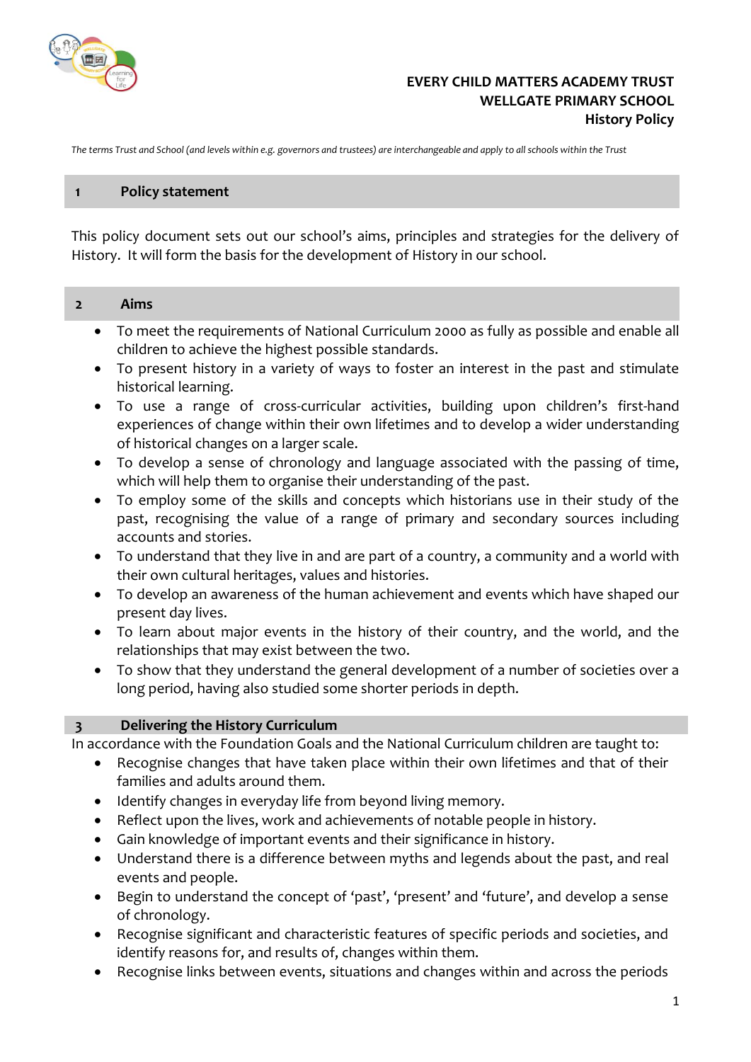**EVERY CHILD MATTERS ACADEMY TRUST**
**WELLGATE PRIMARY SCHOOL**
**History Policy**

*The terms Trust and School (and levels within e.g. governors and trustees) are interchangeable and apply to all schools within the Trust*

## 1 Policy statement

This policy document sets out our school's aims, principles and strategies for the delivery of History. It will form the basis for the development of History in our school.

## 2 Aims

- To meet the requirements of National Curriculum 2000 as fully as possible and enable all children to achieve the highest possible standards.
- To present history in a variety of ways to foster an interest in the past and stimulate historical learning.
- To use a range of cross-curricular activities, building upon children's first-hand experiences of change within their own lifetimes and to develop a wider understanding of historical changes on a larger scale.
- To develop a sense of chronology and language associated with the passing of time, which will help them to organise their understanding of the past.
- To employ some of the skills and concepts which historians use in their study of the past, recognising the value of a range of primary and secondary sources including accounts and stories.
- To understand that they live in and are part of a country, a community and a world with their own cultural heritages, values and histories.
- To develop an awareness of the human achievement and events which have shaped our present day lives.
- To learn about major events in the history of their country, and the world, and the relationships that may exist between the two.
- To show that they understand the general development of a number of societies over a long period, having also studied some shorter periods in depth.

## 3 Delivering the History Curriculum

In accordance with the Foundation Goals and the National Curriculum children are taught to:

- Recognise changes that have taken place within their own lifetimes and that of their families and adults around them.
- Identify changes in everyday life from beyond living memory.
- Reflect upon the lives, work and achievements of notable people in history.
- Gain knowledge of important events and their significance in history.
- Understand there is a difference between myths and legends about the past, and real events and people.
- Begin to understand the concept of 'past', 'present' and 'future', and develop a sense of chronology.
- Recognise significant and characteristic features of specific periods and societies, and identify reasons for, and results of, changes within them.
- Recognise links between events, situations and changes within and across the periods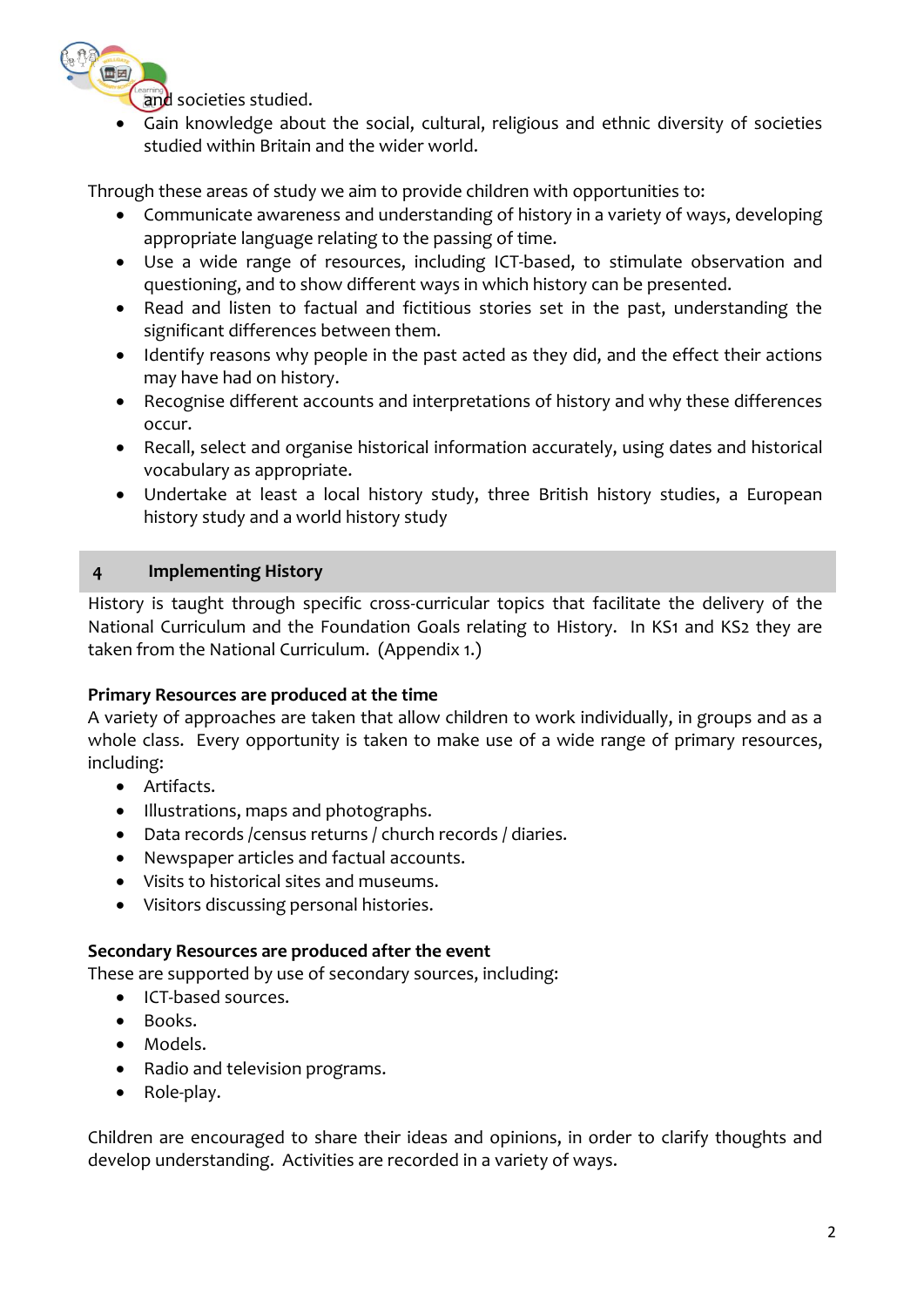and societies studied.

- Gain knowledge about the social, cultural, religious and ethnic diversity of societies studied within Britain and the wider world.

Through these areas of study we aim to provide children with opportunities to:

- Communicate awareness and understanding of history in a variety of ways, developing appropriate language relating to the passing of time.
- Use a wide range of resources, including ICT-based, to stimulate observation and questioning, and to show different ways in which history can be presented.
- Read and listen to factual and fictitious stories set in the past, understanding the significant differences between them.
- Identify reasons why people in the past acted as they did, and the effect their actions may have had on history.
- Recognise different accounts and interpretations of history and why these differences occur.
- Recall, select and organise historical information accurately, using dates and historical vocabulary as appropriate.
- Undertake at least a local history study, three British history studies, a European history study and a world history study

## 4 Implementing History

History is taught through specific cross-curricular topics that facilitate the delivery of the National Curriculum and the Foundation Goals relating to History. In KS1 and KS2 they are taken from the National Curriculum. (Appendix 1.)

**Primary Resources are produced at the time**

A variety of approaches are taken that allow children to work individually, in groups and as a whole class. Every opportunity is taken to make use of a wide range of primary resources, including:

- Artifacts.
- Illustrations, maps and photographs.
- Data records /census returns / church records / diaries.
- Newspaper articles and factual accounts.
- Visits to historical sites and museums.
- Visitors discussing personal histories.

**Secondary Resources are produced after the event**

These are supported by use of secondary sources, including:

- ICT-based sources.
- Books.
- Models.
- Radio and television programs.
- Role-play.

Children are encouraged to share their ideas and opinions, in order to clarify thoughts and develop understanding. Activities are recorded in a variety of ways.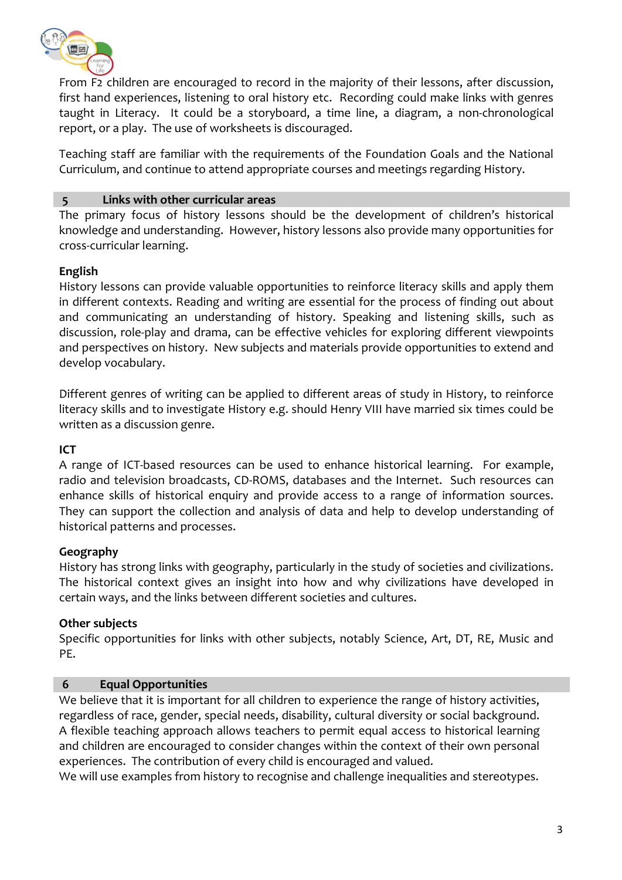From F2 children are encouraged to record in the majority of their lessons, after discussion, first hand experiences, listening to oral history etc. Recording could make links with genres taught in Literacy. It could be a storyboard, a time line, a diagram, a non-chronological report, or a play. The use of worksheets is discouraged.

Teaching staff are familiar with the requirements of the Foundation Goals and the National Curriculum, and continue to attend appropriate courses and meetings regarding History.

## 5 Links with other curricular areas

The primary focus of history lessons should be the development of children's historical knowledge and understanding. However, history lessons also provide many opportunities for cross-curricular learning.

**English**
History lessons can provide valuable opportunities to reinforce literacy skills and apply them in different contexts. Reading and writing are essential for the process of finding out about and communicating an understanding of history. Speaking and listening skills, such as discussion, role-play and drama, can be effective vehicles for exploring different viewpoints and perspectives on history. New subjects and materials provide opportunities to extend and develop vocabulary.

Different genres of writing can be applied to different areas of study in History, to reinforce literacy skills and to investigate History e.g. should Henry VIII have married six times could be written as a discussion genre.

**ICT**
A range of ICT-based resources can be used to enhance historical learning. For example, radio and television broadcasts, CD-ROMS, databases and the Internet. Such resources can enhance skills of historical enquiry and provide access to a range of information sources. They can support the collection and analysis of data and help to develop understanding of historical patterns and processes.

**Geography**
History has strong links with geography, particularly in the study of societies and civilizations. The historical context gives an insight into how and why civilizations have developed in certain ways, and the links between different societies and cultures.

**Other subjects**
Specific opportunities for links with other subjects, notably Science, Art, DT, RE, Music and PE.

## 6 Equal Opportunities

We believe that it is important for all children to experience the range of history activities, regardless of race, gender, special needs, disability, cultural diversity or social background. A flexible teaching approach allows teachers to permit equal access to historical learning and children are encouraged to consider changes within the context of their own personal experiences. The contribution of every child is encouraged and valued.
We will use examples from history to recognise and challenge inequalities and stereotypes.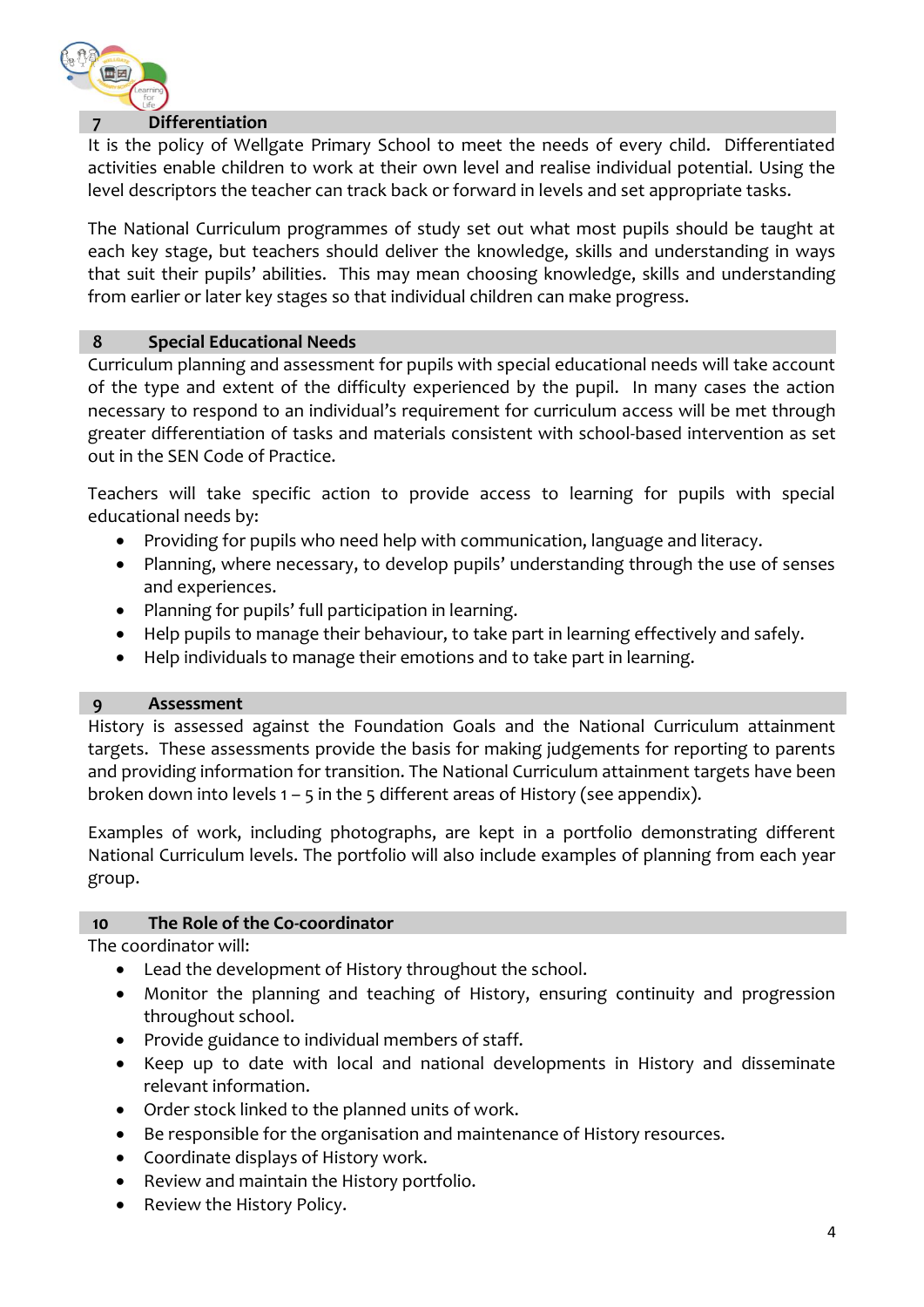## 7 Differentiation

It is the policy of Wellgate Primary School to meet the needs of every child. Differentiated activities enable children to work at their own level and realise individual potential. Using the level descriptors the teacher can track back or forward in levels and set appropriate tasks.

The National Curriculum programmes of study set out what most pupils should be taught at each key stage, but teachers should deliver the knowledge, skills and understanding in ways that suit their pupils' abilities. This may mean choosing knowledge, skills and understanding from earlier or later key stages so that individual children can make progress.

## 8 Special Educational Needs

Curriculum planning and assessment for pupils with special educational needs will take account of the type and extent of the difficulty experienced by the pupil. In many cases the action necessary to respond to an individual's requirement for curriculum access will be met through greater differentiation of tasks and materials consistent with school-based intervention as set out in the SEN Code of Practice.

Teachers will take specific action to provide access to learning for pupils with special educational needs by:

- Providing for pupils who need help with communication, language and literacy.
- Planning, where necessary, to develop pupils' understanding through the use of senses and experiences.
- Planning for pupils' full participation in learning.
- Help pupils to manage their behaviour, to take part in learning effectively and safely.
- Help individuals to manage their emotions and to take part in learning.

## 9 Assessment

History is assessed against the Foundation Goals and the National Curriculum attainment targets. These assessments provide the basis for making judgements for reporting to parents and providing information for transition. The National Curriculum attainment targets have been broken down into levels 1 – 5 in the 5 different areas of History (see appendix).

Examples of work, including photographs, are kept in a portfolio demonstrating different National Curriculum levels. The portfolio will also include examples of planning from each year group.

## 10 The Role of the Co-coordinator

The coordinator will:

- Lead the development of History throughout the school.
- Monitor the planning and teaching of History, ensuring continuity and progression throughout school.
- Provide guidance to individual members of staff.
- Keep up to date with local and national developments in History and disseminate relevant information.
- Order stock linked to the planned units of work.
- Be responsible for the organisation and maintenance of History resources.
- Coordinate displays of History work.
- Review and maintain the History portfolio.
- Review the History Policy.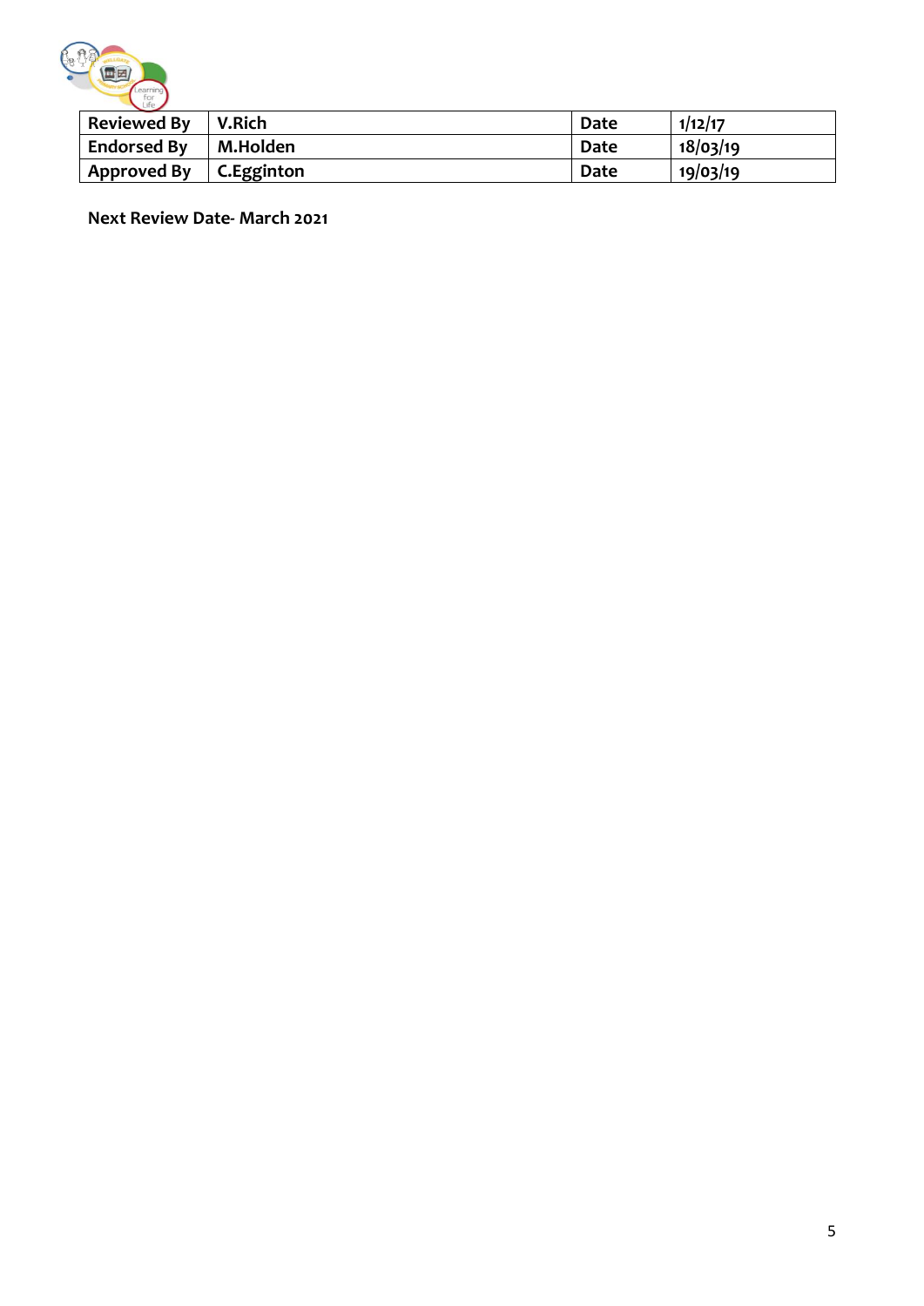| | | | |
|---|---|---|---|
| **Reviewed By** | **V.Rich** | **Date** | 1/12/17 |
| **Endorsed By** | **M.Holden** | **Date** | 18/03/19 |
| **Approved By** | **C.Egginton** | **Date** | 19/03/19 |

**Next Review Date- March 2021**